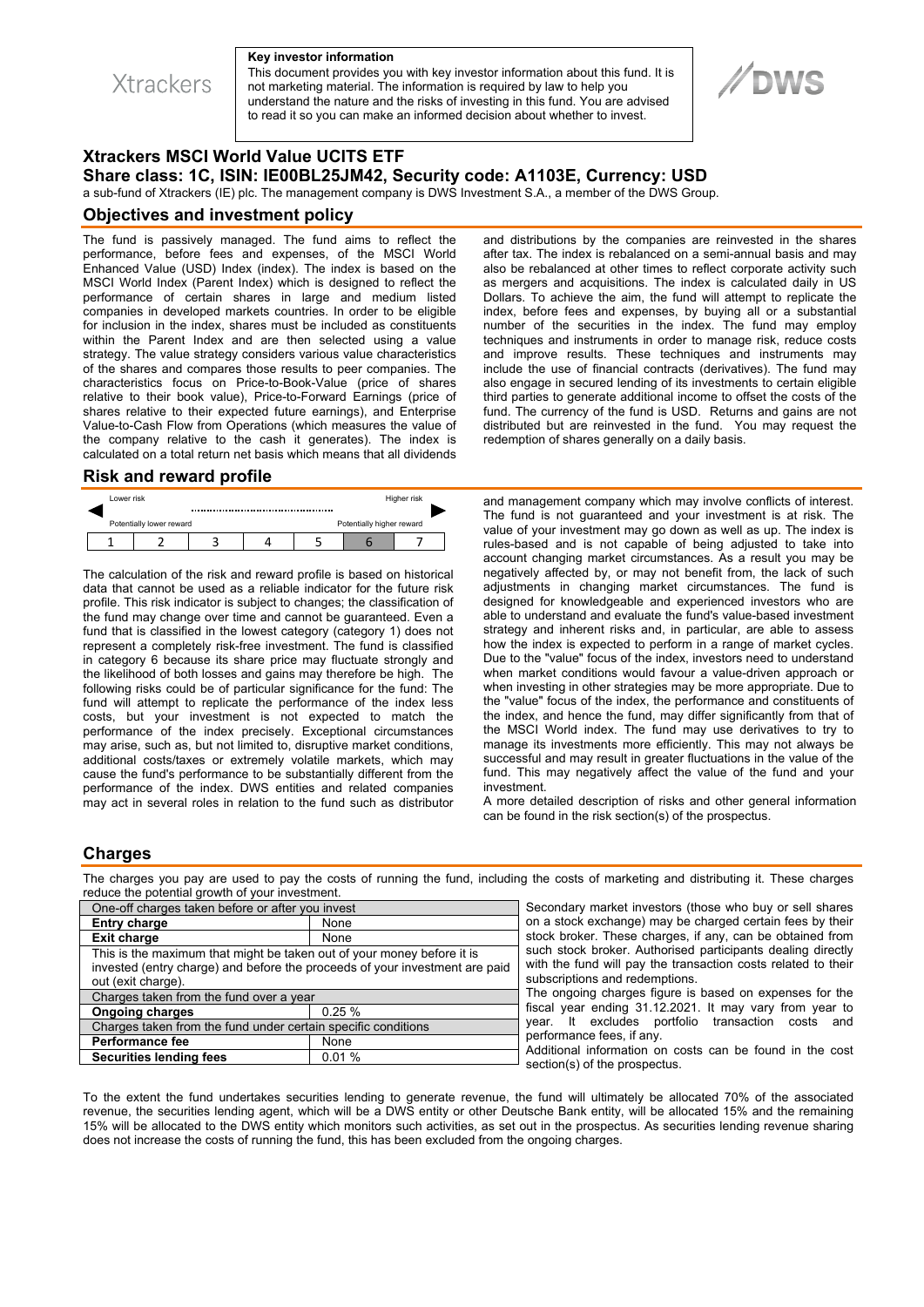Xtrackers

**Key investor information**

This document provides you with key investor information about this fund. It is not marketing material. The information is required by law to help you understand the nature and the risks of investing in this fund. You are advised to read it so you can make an informed decision about whether to invest.

DWS

# Xtrackers MSCI World Value UCITS ETF

**Share class: 1C, ISIN: IE00BL25JM42, Security code: A1103E, Currency: USD**

a sub-fund of Xtrackers (IE) plc. The management company is DWS Investment S.A., a member of the DWS Group.

## Objectives and investment policy

The fund is passively managed. The fund aims to reflect the performance, before fees and expenses, of the MSCI World Enhanced Value (USD) Index (index). The index is based on the MSCI World Index (Parent Index) which is designed to reflect the performance of certain shares in large and medium listed companies in developed markets countries. In order to be eligible for inclusion in the index, shares must be included as constituents within the Parent Index and are then selected using a value strategy. The value strategy considers various value characteristics of the shares and compares those results to peer companies. The characteristics focus on Price-to-Book-Value (price of shares relative to their book value), Price-to-Forward Earnings (price of shares relative to their expected future earnings), and Enterprise Value-to-Cash Flow from Operations (which measures the value of the company relative to the cash it generates). The index is calculated on a total return net basis which means that all dividends and distributions by the companies are reinvested in the shares after tax. The index is rebalanced on a semi-annual basis and may also be rebalanced at other times to reflect corporate activity such as mergers and acquisitions. The index is calculated daily in US Dollars. To achieve the aim, the fund will attempt to replicate the index, before fees and expenses, by buying all or a substantial number of the securities in the index. The fund may employ techniques and instruments in order to manage risk, reduce costs and improve results. These techniques and instruments may include the use of financial contracts (derivatives). The fund may also engage in secured lending of its investments to certain eligible third parties to generate additional income to offset the costs of the fund. The currency of the fund is USD. Returns and gains are not distributed but are reinvested in the fund. You may request the redemption of shares generally on a daily basis.

## Risk and reward profile

| Lower risk | | | | | Higher risk | |
|---|---|---|---|---|---|---|
| Potentially lower reward | | | | | Potentially higher reward | |
| 1 | 2 | 3 | 4 | 5 | **6** | 7 |

The calculation of the risk and reward profile is based on historical data that cannot be used as a reliable indicator for the future risk profile. This risk indicator is subject to changes; the classification of the fund may change over time and cannot be guaranteed. Even a fund that is classified in the lowest category (category 1) does not represent a completely risk-free investment. The fund is classified in category 6 because its share price may fluctuate strongly and the likelihood of both losses and gains may therefore be high. The following risks could be of particular significance for the fund: The fund will attempt to replicate the performance of the index less costs, but your investment is not expected to match the performance of the index precisely. Exceptional circumstances may arise, such as, but not limited to, disruptive market conditions, additional costs/taxes or extremely volatile markets, which may cause the fund's performance to be substantially different from the performance of the index. DWS entities and related companies may act in several roles in relation to the fund such as distributor and management company which may involve conflicts of interest. The fund is not guaranteed and your investment is at risk. The value of your investment may go down as well as up. The index is rules-based and is not capable of being adjusted to take into account changing market circumstances. As a result you may be negatively affected by, or may not benefit from, the lack of such adjustments in changing market circumstances. The fund is designed for knowledgeable and experienced investors who are able to understand and evaluate the fund's value-based investment strategy and inherent risks and, in particular, are able to assess how the index is expected to perform in a range of market cycles. Due to the "value" focus of the index, investors need to understand when market conditions would favour a value-driven approach or when investing in other strategies may be more appropriate. Due to the "value" focus of the index, the performance and constituents of the index, and hence the fund, may differ significantly from that of the MSCI World index. The fund may use derivatives to try to manage its investments more efficiently. This may not always be successful and may result in greater fluctuations in the value of the fund. This may negatively affect the value of the fund and your investment.

A more detailed description of risks and other general information can be found in the risk section(s) of the prospectus.

## Charges

The charges you pay are used to pay the costs of running the fund, including the costs of marketing and distributing it. These charges reduce the potential growth of your investment.

| One-off charges taken before or after you invest | |
|---|---|
| **Entry charge** | None |
| **Exit charge** | None |
| This is the maximum that might be taken out of your money before it is invested (entry charge) and before the proceeds of your investment are paid out (exit charge). | |
| Charges taken from the fund over a year | |
| **Ongoing charges** | 0.25 % |
| Charges taken from the fund under certain specific conditions | |
| **Performance fee** | None |
| **Securities lending fees** | 0.01 % |

Secondary market investors (those who buy or sell shares on a stock exchange) may be charged certain fees by their stock broker. These charges, if any, can be obtained from such stock broker. Authorised participants dealing directly with the fund will pay the transaction costs related to their subscriptions and redemptions.

The ongoing charges figure is based on expenses for the fiscal year ending 31.12.2021. It may vary from year to year. It excludes portfolio transaction costs and performance fees, if any.

Additional information on costs can be found in the cost section(s) of the prospectus.

To the extent the fund undertakes securities lending to generate revenue, the fund will ultimately be allocated 70% of the associated revenue, the securities lending agent, which will be a DWS entity or other Deutsche Bank entity, will be allocated 15% and the remaining 15% will be allocated to the DWS entity which monitors such activities, as set out in the prospectus. As securities lending revenue sharing does not increase the costs of running the fund, this has been excluded from the ongoing charges.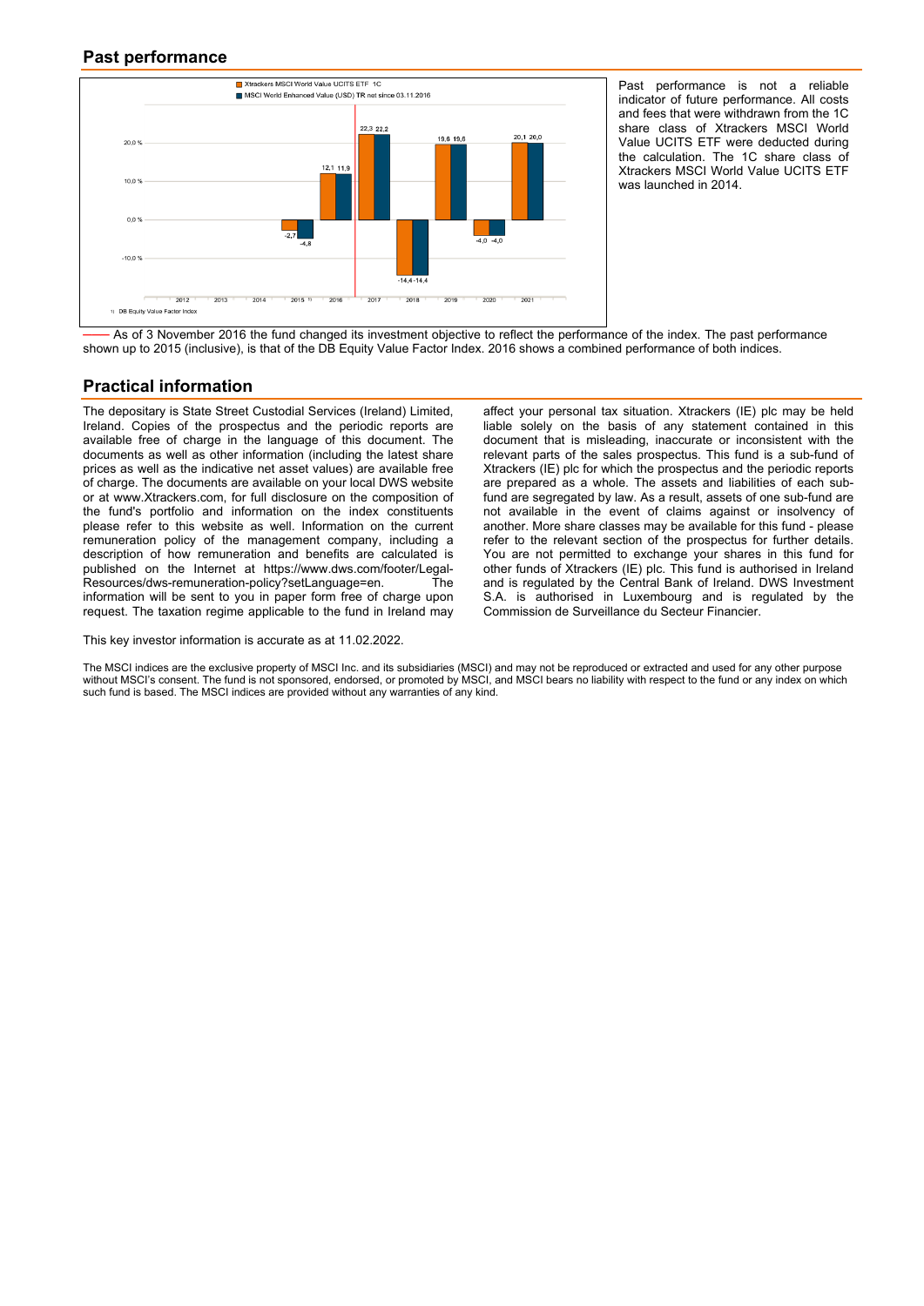## Past performance

Xtrackers MSCI World Value UCITS ETF 1C
MSCI World Enhanced Value (USD) TR net since 03.11.2016

20,0 %
10,0 %
0,0 %
-10,0 %

-2,7 -4,8
12,1 11,9
22,3 22,2
-14,4 -14,4
19,6 19,6
-4,0 -4,0
20,1 20,0

2012 2013 2014 2015 [1] 2016 2017 2018 2019 2020 2021

1) DB Equity Value Factor Index

Past performance is not a reliable indicator of future performance. All costs and fees that were withdrawn from the 1C share class of Xtrackers MSCI World Value UCITS ETF were deducted during the calculation. The 1C share class of Xtrackers MSCI World Value UCITS ETF was launched in 2014.

—— As of 3 November 2016 the fund changed its investment objective to reflect the performance of the index. The past performance shown up to 2015 (inclusive), is that of the DB Equity Value Factor Index. 2016 shows a combined performance of both indices.

## Practical information

The depositary is State Street Custodial Services (Ireland) Limited, Ireland. Copies of the prospectus and the periodic reports are available free of charge in the language of this document. The documents as well as other information (including the latest share prices as well as the indicative net asset values) are available free of charge. The documents are available on your local DWS website or at www.Xtrackers.com, for full disclosure on the composition of the fund's portfolio and information on the index constituents please refer to this website as well. Information on the current remuneration policy of the management company, including a description of how remuneration and benefits are calculated is published on the Internet at https://www.dws.com/footer/Legal-Resources/dws-remuneration-policy?setLanguage=en. The information will be sent to you in paper form free of charge upon request. The taxation regime applicable to the fund in Ireland may affect your personal tax situation. Xtrackers (IE) plc may be held liable solely on the basis of any statement contained in this document that is misleading, inaccurate or inconsistent with the relevant parts of the sales prospectus. This fund is a sub-fund of Xtrackers (IE) plc for which the prospectus and the periodic reports are prepared as a whole. The assets and liabilities of each sub-fund are segregated by law. As a result, assets of one sub-fund are not available in the event of claims against or insolvency of another. More share classes may be available for this fund - please refer to the relevant section of the prospectus for further details. You are not permitted to exchange your shares in this fund for other funds of Xtrackers (IE) plc. This fund is authorised in Ireland and is regulated by the Central Bank of Ireland. DWS Investment S.A. is authorised in Luxembourg and is regulated by the Commission de Surveillance du Secteur Financier.

This key investor information is accurate as at 11.02.2022.

The MSCI indices are the exclusive property of MSCI Inc. and its subsidiaries (MSCI) and may not be reproduced or extracted and used for any other purpose without MSCI's consent. The fund is not sponsored, endorsed, or promoted by MSCI, and MSCI bears no liability with respect to the fund or any index on which such fund is based. The MSCI indices are provided without any warranties of any kind.